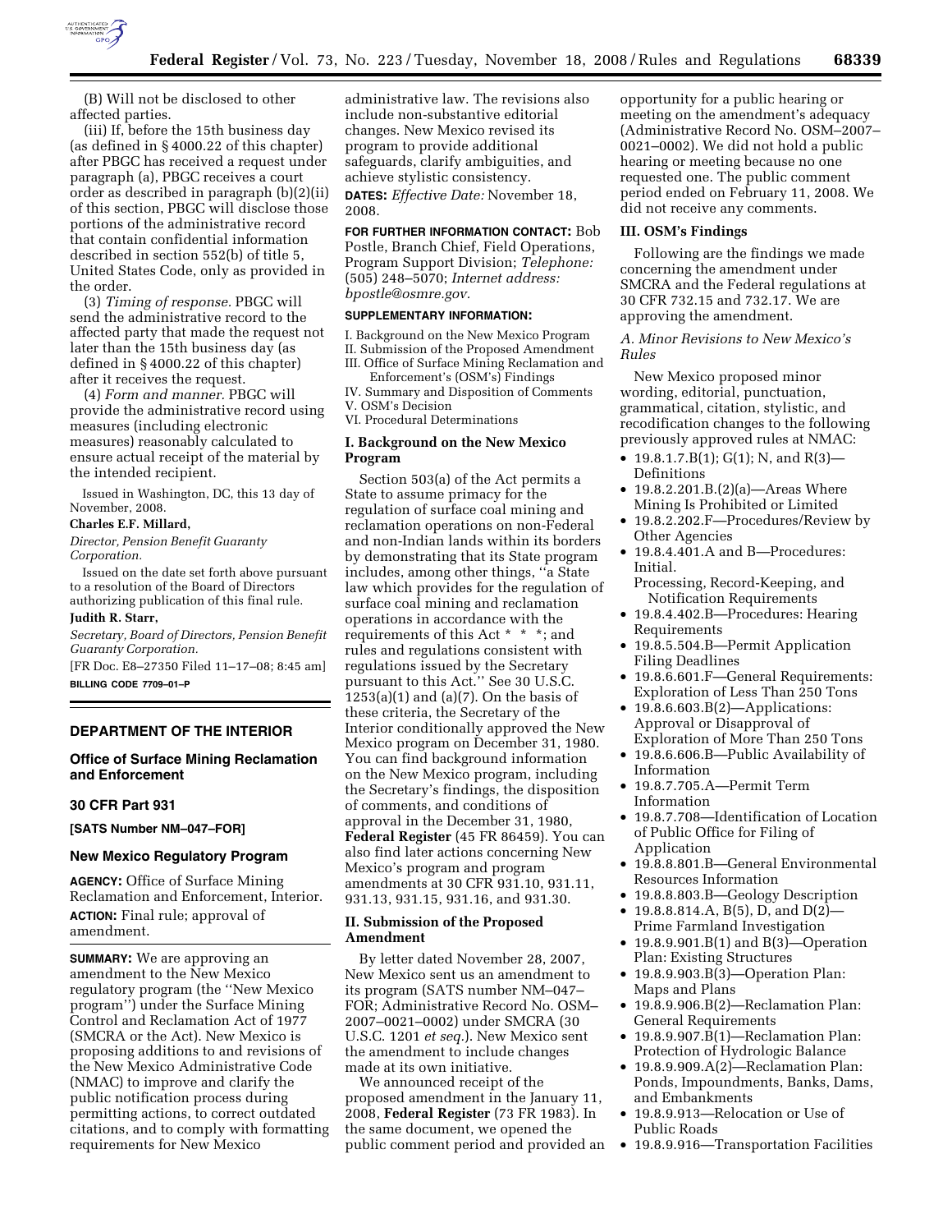(B) Will not be disclosed to other affected parties.

(iii) If, before the 15th business day (as defined in § 4000.22 of this chapter) after PBGC has received a request under paragraph (a), PBGC receives a court order as described in paragraph (b)(2)(ii) of this section, PBGC will disclose those portions of the administrative record that contain confidential information described in section 552(b) of title 5, United States Code, only as provided in the order.

(3) *Timing of response.* PBGC will send the administrative record to the affected party that made the request not later than the 15th business day (as defined in § 4000.22 of this chapter) after it receives the request.

(4) *Form and manner.* PBGC will provide the administrative record using measures (including electronic measures) reasonably calculated to ensure actual receipt of the material by the intended recipient.

Issued in Washington, DC, this 13 day of November, 2008.

**Charles E.F. Millard,**

*Director, Pension Benefit Guaranty Corporation.*

Issued on the date set forth above pursuant to a resolution of the Board of Directors authorizing publication of this final rule.

**Judith R. Starr,**

*Secretary, Board of Directors, Pension Benefit Guaranty Corporation.*

[FR Doc. E8–27350 Filed 11–17–08; 8:45 am]

**BILLING CODE 7709–01–P**

## DEPARTMENT OF THE INTERIOR

### Office of Surface Mining Reclamation and Enforcement

### 30 CFR Part 931

**[SATS Number NM–047–FOR]**

### New Mexico Regulatory Program

**AGENCY:** Office of Surface Mining Reclamation and Enforcement, Interior.

**ACTION:** Final rule; approval of amendment.

**SUMMARY:** We are approving an amendment to the New Mexico regulatory program (the ''New Mexico program'') under the Surface Mining Control and Reclamation Act of 1977 (SMCRA or the Act). New Mexico is proposing additions to and revisions of the New Mexico Administrative Code (NMAC) to improve and clarify the public notification process during permitting actions, to correct outdated citations, and to comply with formatting requirements for New Mexico administrative law. The revisions also include non-substantive editorial changes. New Mexico revised its program to provide additional safeguards, clarify ambiguities, and achieve stylistic consistency.

**DATES:** *Effective Date:* November 18, 2008.

**FOR FURTHER INFORMATION CONTACT:** Bob Postle, Branch Chief, Field Operations, Program Support Division; *Telephone:* (505) 248–5070; *Internet address: bpostle@osmre.gov.*

**SUPPLEMENTARY INFORMATION:**

I. Background on the New Mexico Program
II. Submission of the Proposed Amendment
III. Office of Surface Mining Reclamation and Enforcement's (OSM's) Findings
IV. Summary and Disposition of Comments
V. OSM's Decision
VI. Procedural Determinations

#### I. Background on the New Mexico Program

Section 503(a) of the Act permits a State to assume primacy for the regulation of surface coal mining and reclamation operations on non-Federal and non-Indian lands within its borders by demonstrating that its State program includes, among other things, ''a State law which provides for the regulation of surface coal mining and reclamation operations in accordance with the requirements of this Act * * *; and rules and regulations consistent with regulations issued by the Secretary pursuant to this Act.'' See 30 U.S.C. 1253(a)(1) and (a)(7). On the basis of these criteria, the Secretary of the Interior conditionally approved the New Mexico program on December 31, 1980. You can find background information on the New Mexico program, including the Secretary's findings, the disposition of comments, and conditions of approval in the December 31, 1980, **Federal Register** (45 FR 86459). You can also find later actions concerning New Mexico's program and program amendments at 30 CFR 931.10, 931.11, 931.13, 931.15, 931.16, and 931.30.

#### II. Submission of the Proposed Amendment

By letter dated November 28, 2007, New Mexico sent us an amendment to its program (SATS number NM–047–FOR; Administrative Record No. OSM–2007–0021–0002) under SMCRA (30 U.S.C. 1201 *et seq.*). New Mexico sent the amendment to include changes made at its own initiative.

We announced receipt of the proposed amendment in the January 11, 2008, **Federal Register** (73 FR 1983). In the same document, we opened the public comment period and provided an opportunity for a public hearing or meeting on the amendment's adequacy (Administrative Record No. OSM–2007–0021–0002). We did not hold a public hearing or meeting because no one requested one. The public comment period ended on February 11, 2008. We did not receive any comments.

#### III. OSM's Findings

Following are the findings we made concerning the amendment under SMCRA and the Federal regulations at 30 CFR 732.15 and 732.17. We are approving the amendment.

*A. Minor Revisions to New Mexico's Rules*

New Mexico proposed minor wording, editorial, punctuation, grammatical, citation, stylistic, and recodification changes to the following previously approved rules at NMAC:

- 19.8.1.7.B(1); G(1); N, and R(3)—Definitions
- 19.8.2.201.B.(2)(a)—Areas Where Mining Is Prohibited or Limited
- 19.8.2.202.F—Procedures/Review by Other Agencies
- 19.8.4.401.A and B—Procedures: Initial. Processing, Record-Keeping, and Notification Requirements
- 19.8.4.402.B—Procedures: Hearing Requirements
- 19.8.5.504.B—Permit Application Filing Deadlines
- 19.8.6.601.F—General Requirements: Exploration of Less Than 250 Tons
- 19.8.6.603.B(2)—Applications: Approval or Disapproval of Exploration of More Than 250 Tons
- 19.8.6.606.B—Public Availability of Information
- 19.8.7.705.A—Permit Term Information
- 19.8.7.708—Identification of Location of Public Office for Filing of Application
- 19.8.8.801.B—General Environmental Resources Information
- 19.8.8.803.B—Geology Description
- 19.8.8.814.A, B(5), D, and D(2)—Prime Farmland Investigation
- 19.8.9.901.B(1) and B(3)—Operation Plan: Existing Structures
- 19.8.9.903.B(3)—Operation Plan: Maps and Plans
- 19.8.9.906.B(2)—Reclamation Plan: General Requirements
- 19.8.9.907.B(1)—Reclamation Plan: Protection of Hydrologic Balance
- 19.8.9.909.A(2)—Reclamation Plan: Ponds, Impoundments, Banks, Dams, and Embankments
- 19.8.9.913—Relocation or Use of Public Roads
- 19.8.9.916—Transportation Facilities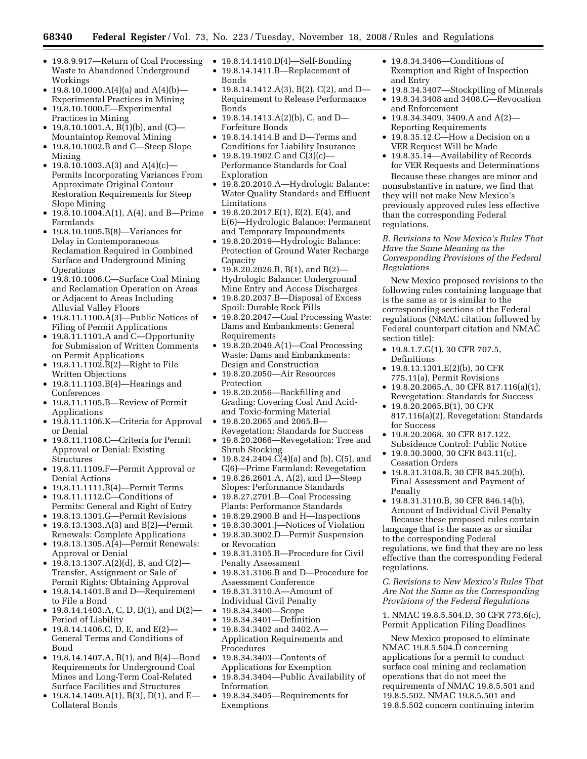- 19.8.9.917—Return of Coal Processing Waste to Abandoned Underground Workings
- 19.8.10.1000.A(4)(a) and A(4)(b)—Experimental Practices in Mining
- 19.8.10.1000.E—Experimental Practices in Mining
- 19.8.10.1001.A, B(1)(b), and (C)—Mountaintop Removal Mining
- 19.8.10.1002.B and C—Steep Slope Mining
- 19.8.10.1003.A(3) and A(4)(c)—Permits Incorporating Variances From Approximate Original Contour Restoration Requirements for Steep Slope Mining
- 19.8.10.1004.A(1), A(4), and B—Prime Farmlands
- 19.8.10.1005.B(8)—Variances for Delay in Contemporaneous Reclamation Required in Combined Surface and Underground Mining Operations
- 19.8.10.1006.C—Surface Coal Mining and Reclamation Operation on Areas or Adjacent to Areas Including Alluvial Valley Floors
- 19.8.11.1100.A(3)—Public Notices of Filing of Permit Applications
- 19.8.11.1101.A and C—Opportunity for Submission of Written Comments on Permit Applications
- 19.8.11.1102.B(2)—Right to File Written Objections
- 19.8.11.1103.B(4)—Hearings and Conferences
- 19.8.11.1105.B—Review of Permit Applications
- 19.8.11.1106.K—Criteria for Approval or Denial
- 19.8.11.1108.C—Criteria for Permit Approval or Denial: Existing Structures
- 19.8.11.1109.F—Permit Approval or Denial Actions
- 19.8.11.1111.B(4)—Permit Terms
- 19.8.11.1112.C—Conditions of Permits: General and Right of Entry
- 19.8.13.1301.G—Permit Revisions
- 19.8.13.1303.A(3) and B(2)—Permit Renewals: Complete Applications
- 19.8.13.1305.A(4)—Permit Renewals: Approval or Denial
- 19.8.13.1307.A(2)(d), B, and C(2)—Transfer, Assignment or Sale of Permit Rights: Obtaining Approval
- 19.8.14.1401.B and D—Requirement to File a Bond
- 19.8.14.1403.A, C, D, D(1), and D(2)—Period of Liability
- 19.8.14.1406.C, D, E, and E(2)—General Terms and Conditions of Bond
- 19.8.14.1407.A, B(1), and B(4)—Bond Requirements for Underground Coal Mines and Long-Term Coal-Related Surface Facilities and Structures
- 19.8.14.1409.A(1), B(3), D(1), and E—Collateral Bonds
- 19.8.14.1410.D(4)—Self-Bonding
- 19.8.14.1411.B—Replacement of Bonds
- 19.8.14.1412.A(3), B(2), C(2), and D—Requirement to Release Performance Bonds
- 19.8.14.1413.A(2)(b), C, and D—Forfeiture Bonds
- 19.8.14.1414.B and D—Terms and Conditions for Liability Insurance
- 19.8.19.1902.C and C(3)(c)—Performance Standards for Coal Exploration
- 19.8.20.2010.A—Hydrologic Balance: Water Quality Standards and Effluent Limitations
- 19.8.20.2017.E(1), E(2), E(4), and E(6)—Hydrologic Balance: Permanent and Temporary Impoundments
- 19.8.20.2019—Hydrologic Balance: Protection of Ground Water Recharge Capacity
- 19.8.20.2026.B, B(1), and B(2)—Hydrologic Balance: Underground Mine Entry and Access Discharges
- 19.8.20.2037.B—Disposal of Excess Spoil: Durable Rock Fills
- 19.8.20.2047—Coal Processing Waste: Dams and Embankments: General Requirements
- 19.8.20.2049.A(1)—Coal Processing Waste: Dams and Embankments: Design and Construction
- 19.8.20.2050—Air Resources Protection
- 19.8.20.2056—Backfilling and Grading: Covering Coal And Acid- and Toxic-forming Material
- 19.8.20.2065 and 2065.B—Revegetation: Standards for Success
- 19.8.20.2066—Revegetation: Tree and Shrub Stocking
- 19.8.24.2404.C(4)(a) and (b), C(5), and C(6)—Prime Farmland: Revegetation
- 19.8.26.2601.A, A(2), and D—Steep Slopes: Performance Standards
- 19.8.27.2701.B—Coal Processing Plants: Performance Standards
- 19.8.29.2900.B and H—Inspections
- 19.8.30.3001.J—Notices of Violation
- 19.8.30.3002.D—Permit Suspension or Revocation
- 19.8.31.3105.B—Procedure for Civil Penalty Assessment
- 19.8.31.3106.B and D—Procedure for Assessment Conference
- 19.8.31.3110.A—Amount of Individual Civil Penalty
- 19.8.34.3400—Scope
- 19.8.34.3401—Definition
- 19.8.34.3402 and 3402.A—Application Requirements and Procedures
- 19.8.34.3403—Contents of Applications for Exemption
- 19.8.34.3404—Public Availability of Information
- 19.8.34.3405—Requirements for Exemptions
- 19.8.34.3406—Conditions of Exemption and Right of Inspection and Entry
- 19.8.34.3407—Stockpiling of Minerals
- 19.8.34.3408 and 3408.C—Revocation and Enforcement
- 19.8.34.3409, 3409.A and A(2)—Reporting Requirements
- 19.8.35.12.C—How a Decision on a VER Request Will be Made
- 19.8.35.14—Availability of Records for VER Requests and Determinations

Because these changes are minor and nonsubstantive in nature, we find that they will not make New Mexico's previously approved rules less effective than the corresponding Federal regulations.

*B. Revisions to New Mexico's Rules That Have the Same Meaning as the Corresponding Provisions of the Federal Regulations*

New Mexico proposed revisions to the following rules containing language that is the same as or is similar to the corresponding sections of the Federal regulations (NMAC citation followed by Federal counterpart citation and NMAC section title):

- 19.8.1.7.G(1), 30 CFR 707.5, Definitions
- 19.8.13.1301.E(2)(b), 30 CFR 775.11(a), Permit Revisions
- 19.8.20.2065.A, 30 CFR 817.116(a)(1), Revegetation: Standards for Success
- 19.8.20.2065.B(1), 30 CFR 817.116(a)(2), Revegetation: Standards for Success
- 19.8.20.2068, 30 CFR 817.122, Subsidence Control: Public Notice
- 19.8.30.3000, 30 CFR 843.11(c), Cessation Orders
- 19.8.31.3108.B, 30 CFR 845.20(b), Final Assessment and Payment of Penalty
- 19.8.31.3110.B, 30 CFR 846.14(b), Amount of Individual Civil Penalty

Because these proposed rules contain language that is the same as or similar to the corresponding Federal regulations, we find that they are no less effective than the corresponding Federal regulations.

*C. Revisions to New Mexico's Rules That Are Not the Same as the Corresponding Provisions of the Federal Regulations*

1. NMAC 19.8.5.504.D, 30 CFR 773.6(c), Permit Application Filing Deadlines

New Mexico proposed to eliminate NMAC 19.8.5.504.D concerning applications for a permit to conduct surface coal mining and reclamation operations that do not meet the requirements of NMAC 19.8.5.501 and 19.8.5.502. NMAC 19.8.5.501 and 19.8.5.502 concern continuing interim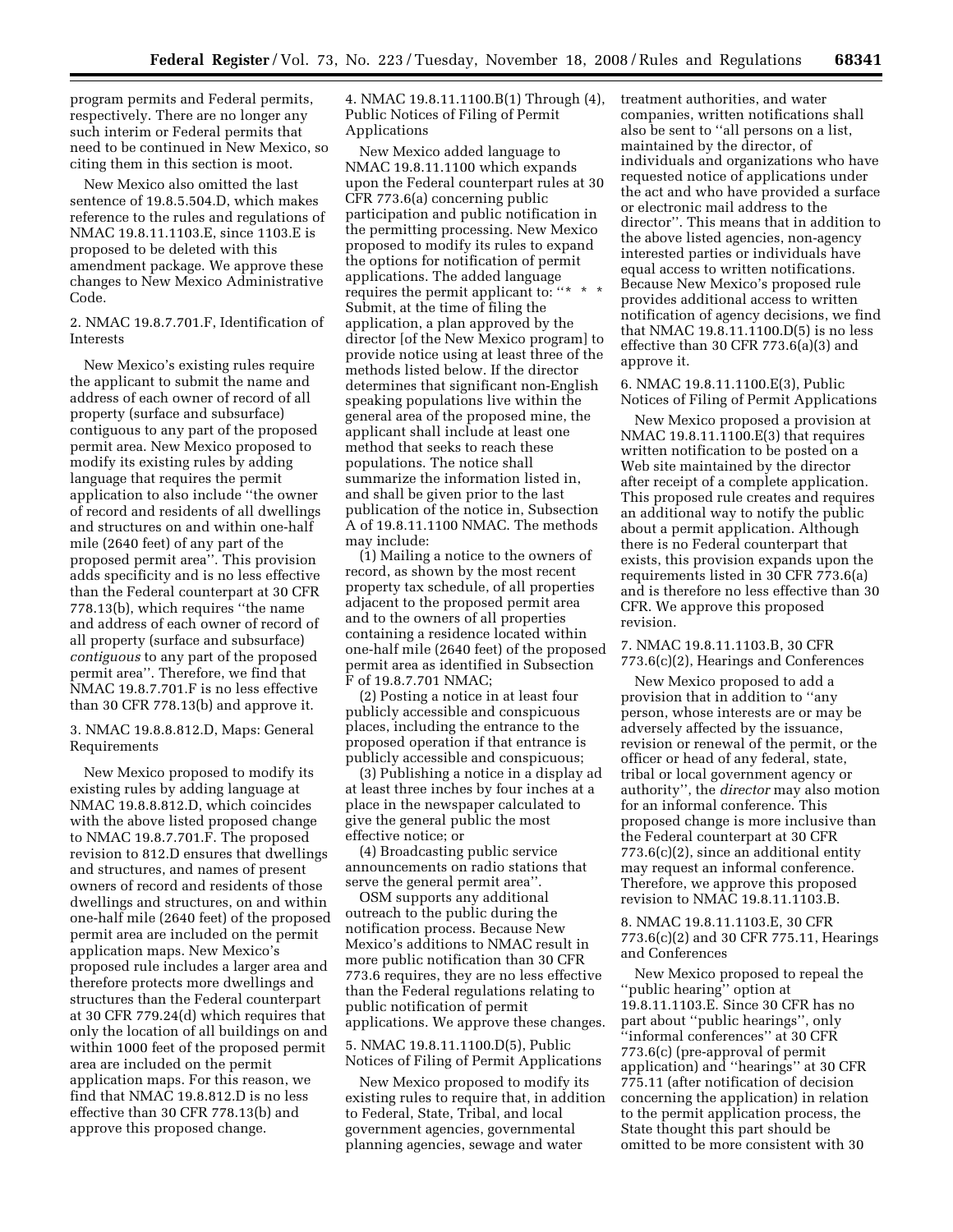program permits and Federal permits, respectively. There are no longer any such interim or Federal permits that need to be continued in New Mexico, so citing them in this section is moot.

New Mexico also omitted the last sentence of 19.8.5.504.D, which makes reference to the rules and regulations of NMAC 19.8.11.1103.E, since 1103.E is proposed to be deleted with this amendment package. We approve these changes to New Mexico Administrative Code.

2. NMAC 19.8.7.701.F, Identification of Interests

New Mexico's existing rules require the applicant to submit the name and address of each owner of record of all property (surface and subsurface) contiguous to any part of the proposed permit area. New Mexico proposed to modify its existing rules by adding language that requires the permit application to also include ''the owner of record and residents of all dwellings and structures on and within one-half mile (2640 feet) of any part of the proposed permit area''. This provision adds specificity and is no less effective than the Federal counterpart at 30 CFR 778.13(b), which requires ''the name and address of each owner of record of all property (surface and subsurface) *contiguous* to any part of the proposed permit area''. Therefore, we find that NMAC 19.8.7.701.F is no less effective than 30 CFR 778.13(b) and approve it.

3. NMAC 19.8.8.812.D, Maps: General Requirements

New Mexico proposed to modify its existing rules by adding language at NMAC 19.8.8.812.D, which coincides with the above listed proposed change to NMAC 19.8.7.701.F. The proposed revision to 812.D ensures that dwellings and structures, and names of present owners of record and residents of those dwellings and structures, on and within one-half mile (2640 feet) of the proposed permit area are included on the permit application maps. New Mexico's proposed rule includes a larger area and therefore protects more dwellings and structures than the Federal counterpart at 30 CFR 779.24(d) which requires that only the location of all buildings on and within 1000 feet of the proposed permit area are included on the permit application maps. For this reason, we find that NMAC 19.8.812.D is no less effective than 30 CFR 778.13(b) and approve this proposed change.

4. NMAC 19.8.11.1100.B(1) Through (4), Public Notices of Filing of Permit Applications

New Mexico added language to NMAC 19.8.11.1100 which expands upon the Federal counterpart rules at 30 CFR 773.6(a) concerning public participation and public notification in the permitting processing. New Mexico proposed to modify its rules to expand the options for notification of permit applications. The added language requires the permit applicant to: ''* * * Submit, at the time of filing the application, a plan approved by the director [of the New Mexico program] to provide notice using at least three of the methods listed below. If the director determines that significant non-English speaking populations live within the general area of the proposed mine, the applicant shall include at least one method that seeks to reach these populations. The notice shall summarize the information listed in, and shall be given prior to the last publication of the notice in, Subsection A of 19.8.11.1100 NMAC. The methods may include:

(1) Mailing a notice to the owners of record, as shown by the most recent property tax schedule, of all properties adjacent to the proposed permit area and to the owners of all properties containing a residence located within one-half mile (2640 feet) of the proposed permit area as identified in Subsection F of 19.8.7.701 NMAC;

(2) Posting a notice in at least four publicly accessible and conspicuous places, including the entrance to the proposed operation if that entrance is publicly accessible and conspicuous;

(3) Publishing a notice in a display ad at least three inches by four inches at a place in the newspaper calculated to give the general public the most effective notice; or

(4) Broadcasting public service announcements on radio stations that serve the general permit area''.

OSM supports any additional outreach to the public during the notification process. Because New Mexico's additions to NMAC result in more public notification than 30 CFR 773.6 requires, they are no less effective than the Federal regulations relating to public notification of permit applications. We approve these changes.

5. NMAC 19.8.11.1100.D(5), Public Notices of Filing of Permit Applications

New Mexico proposed to modify its existing rules to require that, in addition to Federal, State, Tribal, and local government agencies, governmental planning agencies, sewage and water treatment authorities, and water companies, written notifications shall also be sent to ''all persons on a list, maintained by the director, of individuals and organizations who have requested notice of applications under the act and who have provided a surface or electronic mail address to the director''. This means that in addition to the above listed agencies, non-agency interested parties or individuals have equal access to written notifications. Because New Mexico's proposed rule provides additional access to written notification of agency decisions, we find that NMAC 19.8.11.1100.D(5) is no less effective than 30 CFR 773.6(a)(3) and approve it.

6. NMAC 19.8.11.1100.E(3), Public Notices of Filing of Permit Applications

New Mexico proposed a provision at NMAC 19.8.11.1100.E(3) that requires written notification to be posted on a Web site maintained by the director after receipt of a complete application. This proposed rule creates and requires an additional way to notify the public about a permit application. Although there is no Federal counterpart that exists, this provision expands upon the requirements listed in 30 CFR 773.6(a) and is therefore no less effective than 30 CFR. We approve this proposed revision.

7. NMAC 19.8.11.1103.B, 30 CFR 773.6(c)(2), Hearings and Conferences

New Mexico proposed to add a provision that in addition to ''any person, whose interests are or may be adversely affected by the issuance, revision or renewal of the permit, or the officer or head of any federal, state, tribal or local government agency or authority'', the *director* may also motion for an informal conference. This proposed change is more inclusive than the Federal counterpart at 30 CFR 773.6(c)(2), since an additional entity may request an informal conference. Therefore, we approve this proposed revision to NMAC 19.8.11.1103.B.

8. NMAC 19.8.11.1103.E, 30 CFR 773.6(c)(2) and 30 CFR 775.11, Hearings and Conferences

New Mexico proposed to repeal the ''public hearing'' option at 19.8.11.1103.E. Since 30 CFR has no part about ''public hearings'', only ''informal conferences'' at 30 CFR 773.6(c) (pre-approval of permit application) and ''hearings'' at 30 CFR 775.11 (after notification of decision concerning the application) in relation to the permit application process, the State thought this part should be omitted to be more consistent with 30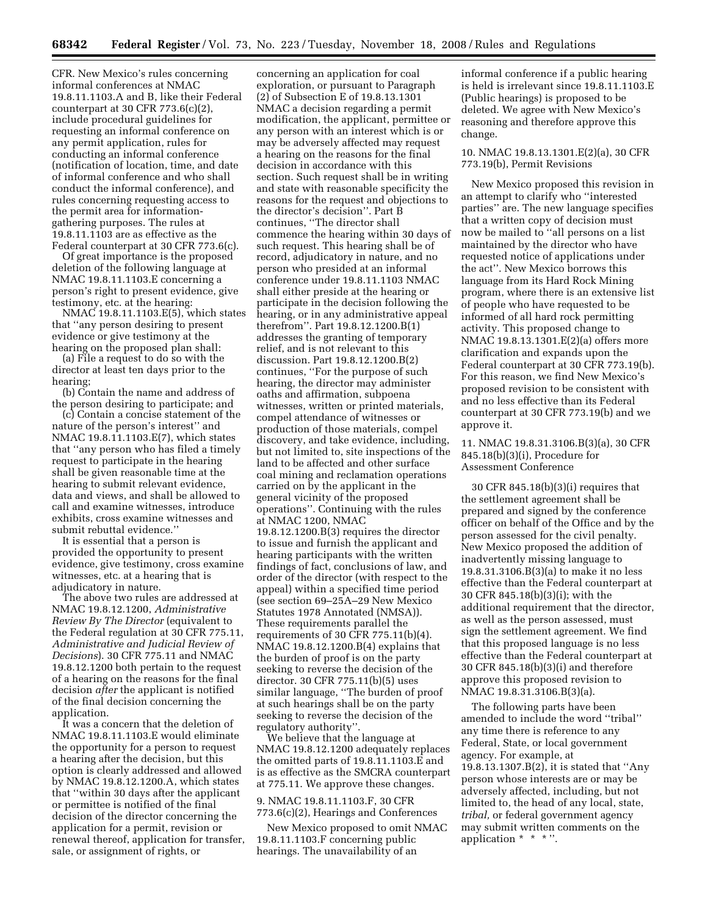CFR. New Mexico's rules concerning informal conferences at NMAC 19.8.11.1103.A and B, like their Federal counterpart at 30 CFR 773.6(c)(2), include procedural guidelines for requesting an informal conference on any permit application, rules for conducting an informal conference (notification of location, time, and date of informal conference and who shall conduct the informal conference), and rules concerning requesting access to the permit area for information-gathering purposes. The rules at 19.8.11.1103 are as effective as the Federal counterpart at 30 CFR 773.6(c).

Of great importance is the proposed deletion of the following language at NMAC 19.8.11.1103.E concerning a person's right to present evidence, give testimony, etc. at the hearing:

NMAC 19.8.11.1103.E(5), which states that ''any person desiring to present evidence or give testimony at the hearing on the proposed plan shall:

(a) File a request to do so with the director at least ten days prior to the hearing;

(b) Contain the name and address of the person desiring to participate; and

(c) Contain a concise statement of the nature of the person's interest'' and NMAC 19.8.11.1103.E(7), which states that ''any person who has filed a timely request to participate in the hearing shall be given reasonable time at the hearing to submit relevant evidence, data and views, and shall be allowed to call and examine witnesses, introduce exhibits, cross examine witnesses and submit rebuttal evidence.''

It is essential that a person is provided the opportunity to present evidence, give testimony, cross examine witnesses, etc. at a hearing that is adjudicatory in nature.

The above two rules are addressed at NMAC 19.8.12.1200, *Administrative Review By The Director* (equivalent to the Federal regulation at 30 CFR 775.11, *Administrative and Judicial Review of Decisions*). 30 CFR 775.11 and NMAC 19.8.12.1200 both pertain to the request of a hearing on the reasons for the final decision *after* the applicant is notified of the final decision concerning the application.

It was a concern that the deletion of NMAC 19.8.11.1103.E would eliminate the opportunity for a person to request a hearing after the decision, but this option is clearly addressed and allowed by NMAC 19.8.12.1200.A, which states that ''within 30 days after the applicant or permittee is notified of the final decision of the director concerning the application for a permit, revision or renewal thereof, application for transfer, sale, or assignment of rights, or concerning an application for coal exploration, or pursuant to Paragraph (2) of Subsection E of 19.8.13.1301 NMAC a decision regarding a permit modification, the applicant, permittee or any person with an interest which is or may be adversely affected may request a hearing on the reasons for the final decision in accordance with this section. Such request shall be in writing and state with reasonable specificity the reasons for the request and objections to the director's decision''. Part B continues, ''The director shall commence the hearing within 30 days of such request. This hearing shall be of record, adjudicatory in nature, and no person who presided at an informal conference under 19.8.11.1103 NMAC shall either preside at the hearing or participate in the decision following the hearing, or in any administrative appeal therefrom''. Part 19.8.12.1200.B(1) addresses the granting of temporary relief, and is not relevant to this discussion. Part 19.8.12.1200.B(2) continues, ''For the purpose of such hearing, the director may administer oaths and affirmation, subpoena witnesses, written or printed materials, compel attendance of witnesses or production of those materials, compel discovery, and take evidence, including, but not limited to, site inspections of the land to be affected and other surface coal mining and reclamation operations carried on by the applicant in the general vicinity of the proposed operations''. Continuing with the rules at NMAC 1200, NMAC 19.8.12.1200.B(3) requires the director to issue and furnish the applicant and hearing participants with the written findings of fact, conclusions of law, and order of the director (with respect to the appeal) within a specified time period (see section 69–25A–29 New Mexico Statutes 1978 Annotated (NMSA)). These requirements parallel the requirements of 30 CFR 775.11(b)(4). NMAC 19.8.12.1200.B(4) explains that the burden of proof is on the party seeking to reverse the decision of the director. 30 CFR 775.11(b)(5) uses similar language, ''The burden of proof at such hearings shall be on the party seeking to reverse the decision of the regulatory authority''.

We believe that the language at NMAC 19.8.12.1200 adequately replaces the omitted parts of 19.8.11.1103.E and is as effective as the SMCRA counterpart at 775.11. We approve these changes.

9. NMAC 19.8.11.1103.F, 30 CFR 773.6(c)(2), Hearings and Conferences

New Mexico proposed to omit NMAC 19.8.11.1103.F concerning public hearings. The unavailability of an informal conference if a public hearing is held is irrelevant since 19.8.11.1103.E (Public hearings) is proposed to be deleted. We agree with New Mexico's reasoning and therefore approve this change.

10. NMAC 19.8.13.1301.E(2)(a), 30 CFR 773.19(b), Permit Revisions

New Mexico proposed this revision in an attempt to clarify who ''interested parties'' are. The new language specifies that a written copy of decision must now be mailed to ''all persons on a list maintained by the director who have requested notice of applications under the act''. New Mexico borrows this language from its Hard Rock Mining program, where there is an extensive list of people who have requested to be informed of all hard rock permitting activity. This proposed change to NMAC 19.8.13.1301.E(2)(a) offers more clarification and expands upon the Federal counterpart at 30 CFR 773.19(b). For this reason, we find New Mexico's proposed revision to be consistent with and no less effective than its Federal counterpart at 30 CFR 773.19(b) and we approve it.

11. NMAC 19.8.31.3106.B(3)(a), 30 CFR 845.18(b)(3)(i), Procedure for Assessment Conference

30 CFR 845.18(b)(3)(i) requires that the settlement agreement shall be prepared and signed by the conference officer on behalf of the Office and by the person assessed for the civil penalty. New Mexico proposed the addition of inadvertently missing language to 19.8.31.3106.B(3)(a) to make it no less effective than the Federal counterpart at 30 CFR 845.18(b)(3)(i); with the additional requirement that the director, as well as the person assessed, must sign the settlement agreement. We find that this proposed language is no less effective than the Federal counterpart at 30 CFR 845.18(b)(3)(i) and therefore approve this proposed revision to NMAC 19.8.31.3106.B(3)(a).

The following parts have been amended to include the word ''tribal'' any time there is reference to any Federal, State, or local government agency. For example, at 19.8.13.1307.B(2), it is stated that ''Any person whose interests are or may be adversely affected, including, but not limited to, the head of any local, state, *tribal,* or federal government agency may submit written comments on the application * * * ''.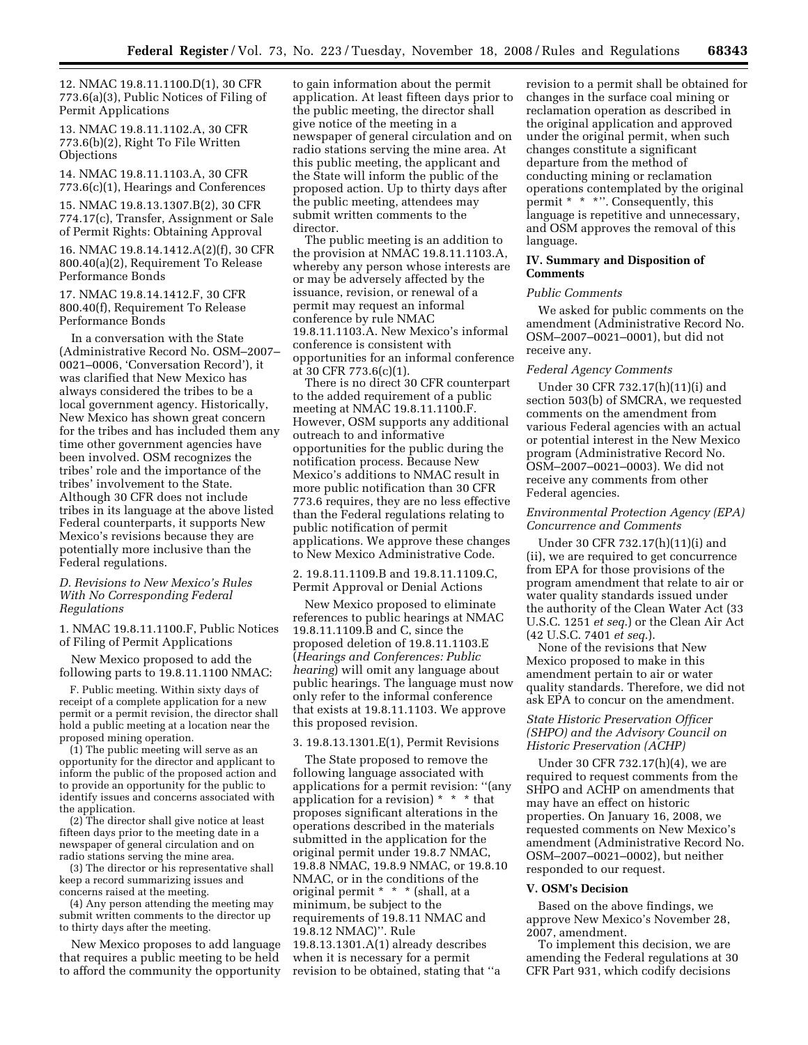12. NMAC 19.8.11.1100.D(1), 30 CFR 773.6(a)(3), Public Notices of Filing of Permit Applications

13. NMAC 19.8.11.1102.A, 30 CFR 773.6(b)(2), Right To File Written Objections

14. NMAC 19.8.11.1103.A, 30 CFR 773.6(c)(1), Hearings and Conferences

15. NMAC 19.8.13.1307.B(2), 30 CFR 774.17(c), Transfer, Assignment or Sale of Permit Rights: Obtaining Approval

16. NMAC 19.8.14.1412.A(2)(f), 30 CFR 800.40(a)(2), Requirement To Release Performance Bonds

17. NMAC 19.8.14.1412.F, 30 CFR 800.40(f), Requirement To Release Performance Bonds

In a conversation with the State (Administrative Record No. OSM–2007–0021–0006, 'Conversation Record'), it was clarified that New Mexico has always considered the tribes to be a local government agency. Historically, New Mexico has shown great concern for the tribes and has included them any time other government agencies have been involved. OSM recognizes the tribes' role and the importance of the tribes' involvement to the State. Although 30 CFR does not include tribes in its language at the above listed Federal counterparts, it supports New Mexico's revisions because they are potentially more inclusive than the Federal regulations.

### *D. Revisions to New Mexico's Rules With No Corresponding Federal Regulations*

1. NMAC 19.8.11.1100.F, Public Notices of Filing of Permit Applications

New Mexico proposed to add the following parts to 19.8.11.1100 NMAC:

> F. Public meeting. Within sixty days of receipt of a complete application for a new permit or a permit revision, the director shall hold a public meeting at a location near the proposed mining operation.
>
> (1) The public meeting will serve as an opportunity for the director and applicant to inform the public of the proposed action and to provide an opportunity for the public to identify issues and concerns associated with the application.
>
> (2) The director shall give notice at least fifteen days prior to the meeting date in a newspaper of general circulation and on radio stations serving the mine area.
>
> (3) The director or his representative shall keep a record summarizing issues and concerns raised at the meeting.
>
> (4) Any person attending the meeting may submit written comments to the director up to thirty days after the meeting.

New Mexico proposes to add language that requires a public meeting to be held to afford the community the opportunity to gain information about the permit application. At least fifteen days prior to the public meeting, the director shall give notice of the meeting in a newspaper of general circulation and on radio stations serving the mine area. At this public meeting, the applicant and the State will inform the public of the proposed action. Up to thirty days after the public meeting, attendees may submit written comments to the director.

The public meeting is an addition to the provision at NMAC 19.8.11.1103.A, whereby any person whose interests are or may be adversely affected by the issuance, revision, or renewal of a permit may request an informal conference by rule NMAC 19.8.11.1103.A. New Mexico's informal conference is consistent with opportunities for an informal conference at 30 CFR 773.6(c)(1).

There is no direct 30 CFR counterpart to the added requirement of a public meeting at NMAC 19.8.11.1100.F. However, OSM supports any additional outreach to and informative opportunities for the public during the notification process. Because New Mexico's additions to NMAC result in more public notification than 30 CFR 773.6 requires, they are no less effective than the Federal regulations relating to public notification of permit applications. We approve these changes to New Mexico Administrative Code.

2. 19.8.11.1109.B and 19.8.11.1109.C, Permit Approval or Denial Actions

New Mexico proposed to eliminate references to public hearings at NMAC 19.8.11.1109.B and C, since the proposed deletion of 19.8.11.1103.E (*Hearings and Conferences: Public hearing*) will omit any language about public hearings. The language must now only refer to the informal conference that exists at 19.8.11.1103. We approve this proposed revision.

3. 19.8.13.1301.E(1), Permit Revisions

The State proposed to remove the following language associated with applications for a permit revision: ''(any application for a revision) * * * that proposes significant alterations in the operations described in the materials submitted in the application for the original permit under 19.8.7 NMAC, 19.8.8 NMAC, 19.8.9 NMAC, or 19.8.10 NMAC, or in the conditions of the original permit * * * (shall, at a minimum, be subject to the requirements of 19.8.11 NMAC and 19.8.12 NMAC)''. Rule 19.8.13.1301.A(1) already describes when it is necessary for a permit revision to be obtained, stating that ''a revision to a permit shall be obtained for changes in the surface coal mining or reclamation operation as described in the original application and approved under the original permit, when such changes constitute a significant departure from the method of conducting mining or reclamation operations contemplated by the original permit * * *''. Consequently, this language is repetitive and unnecessary, and OSM approves the removal of this language.

## IV. Summary and Disposition of Comments

### *Public Comments*

We asked for public comments on the amendment (Administrative Record No. OSM–2007–0021–0001), but did not receive any.

### *Federal Agency Comments*

Under 30 CFR 732.17(h)(11)(i) and section 503(b) of SMCRA, we requested comments on the amendment from various Federal agencies with an actual or potential interest in the New Mexico program (Administrative Record No. OSM–2007–0021–0003). We did not receive any comments from other Federal agencies.

### *Environmental Protection Agency (EPA) Concurrence and Comments*

Under 30 CFR 732.17(h)(11)(i) and (ii), we are required to get concurrence from EPA for those provisions of the program amendment that relate to air or water quality standards issued under the authority of the Clean Water Act (33 U.S.C. 1251 *et seq.*) or the Clean Air Act (42 U.S.C. 7401 *et seq.*).

None of the revisions that New Mexico proposed to make in this amendment pertain to air or water quality standards. Therefore, we did not ask EPA to concur on the amendment.

### *State Historic Preservation Officer (SHPO) and the Advisory Council on Historic Preservation (ACHP)*

Under 30 CFR 732.17(h)(4), we are required to request comments from the SHPO and ACHP on amendments that may have an effect on historic properties. On January 16, 2008, we requested comments on New Mexico's amendment (Administrative Record No. OSM–2007–0021–0002), but neither responded to our request.

## V. OSM's Decision

Based on the above findings, we approve New Mexico's November 28, 2007, amendment.

To implement this decision, we are amending the Federal regulations at 30 CFR Part 931, which codify decisions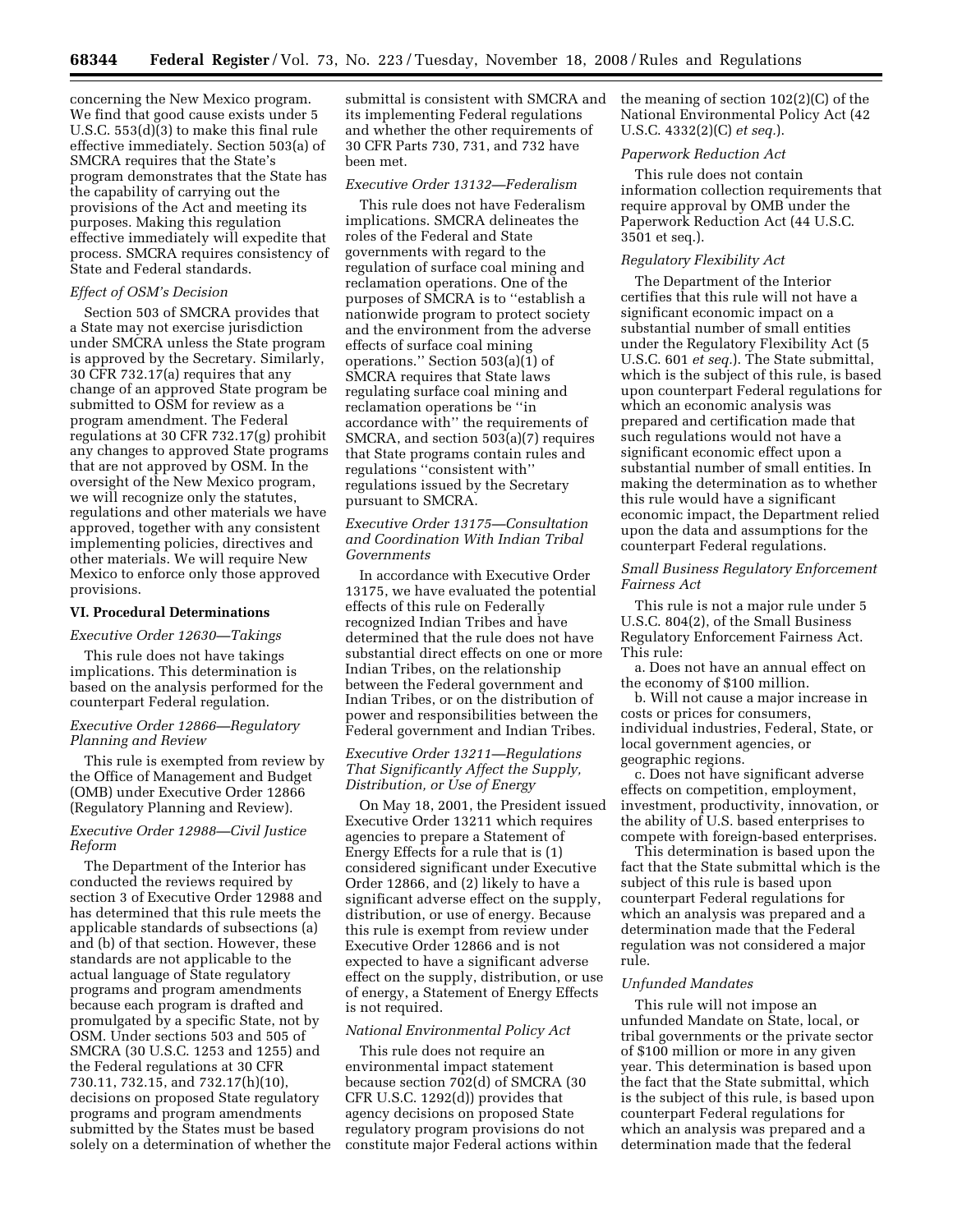concerning the New Mexico program. We find that good cause exists under 5 U.S.C. 553(d)(3) to make this final rule effective immediately. Section 503(a) of SMCRA requires that the State's program demonstrates that the State has the capability of carrying out the provisions of the Act and meeting its purposes. Making this regulation effective immediately will expedite that process. SMCRA requires consistency of State and Federal standards.

*Effect of OSM's Decision*

Section 503 of SMCRA provides that a State may not exercise jurisdiction under SMCRA unless the State program is approved by the Secretary. Similarly, 30 CFR 732.17(a) requires that any change of an approved State program be submitted to OSM for review as a program amendment. The Federal regulations at 30 CFR 732.17(g) prohibit any changes to approved State programs that are not approved by OSM. In the oversight of the New Mexico program, we will recognize only the statutes, regulations and other materials we have approved, together with any consistent implementing policies, directives and other materials. We will require New Mexico to enforce only those approved provisions.

## VI. Procedural Determinations

*Executive Order 12630—Takings*

This rule does not have takings implications. This determination is based on the analysis performed for the counterpart Federal regulation.

*Executive Order 12866—Regulatory Planning and Review*

This rule is exempted from review by the Office of Management and Budget (OMB) under Executive Order 12866 (Regulatory Planning and Review).

*Executive Order 12988—Civil Justice Reform*

The Department of the Interior has conducted the reviews required by section 3 of Executive Order 12988 and has determined that this rule meets the applicable standards of subsections (a) and (b) of that section. However, these standards are not applicable to the actual language of State regulatory programs and program amendments because each program is drafted and promulgated by a specific State, not by OSM. Under sections 503 and 505 of SMCRA (30 U.S.C. 1253 and 1255) and the Federal regulations at 30 CFR 730.11, 732.15, and 732.17(h)(10), decisions on proposed State regulatory programs and program amendments submitted by the States must be based solely on a determination of whether the submittal is consistent with SMCRA and its implementing Federal regulations and whether the other requirements of 30 CFR Parts 730, 731, and 732 have been met.

*Executive Order 13132—Federalism*

This rule does not have Federalism implications. SMCRA delineates the roles of the Federal and State governments with regard to the regulation of surface coal mining and reclamation operations. One of the purposes of SMCRA is to "establish a nationwide program to protect society and the environment from the adverse effects of surface coal mining operations." Section 503(a)(1) of SMCRA requires that State laws regulating surface coal mining and reclamation operations be "in accordance with" the requirements of SMCRA, and section 503(a)(7) requires that State programs contain rules and regulations "consistent with" regulations issued by the Secretary pursuant to SMCRA.

*Executive Order 13175—Consultation and Coordination With Indian Tribal Governments*

In accordance with Executive Order 13175, we have evaluated the potential effects of this rule on Federally recognized Indian Tribes and have determined that the rule does not have substantial direct effects on one or more Indian Tribes, on the relationship between the Federal government and Indian Tribes, or on the distribution of power and responsibilities between the Federal government and Indian Tribes.

*Executive Order 13211—Regulations That Significantly Affect the Supply, Distribution, or Use of Energy*

On May 18, 2001, the President issued Executive Order 13211 which requires agencies to prepare a Statement of Energy Effects for a rule that is (1) considered significant under Executive Order 12866, and (2) likely to have a significant adverse effect on the supply, distribution, or use of energy. Because this rule is exempt from review under Executive Order 12866 and is not expected to have a significant adverse effect on the supply, distribution, or use of energy, a Statement of Energy Effects is not required.

*National Environmental Policy Act*

This rule does not require an environmental impact statement because section 702(d) of SMCRA (30 CFR U.S.C. 1292(d)) provides that agency decisions on proposed State regulatory program provisions do not constitute major Federal actions within the meaning of section 102(2)(C) of the National Environmental Policy Act (42 U.S.C. 4332(2)(C) *et seq.*).

*Paperwork Reduction Act*

This rule does not contain information collection requirements that require approval by OMB under the Paperwork Reduction Act (44 U.S.C. 3501 et seq.).

*Regulatory Flexibility Act*

The Department of the Interior certifies that this rule will not have a significant economic impact on a substantial number of small entities under the Regulatory Flexibility Act (5 U.S.C. 601 *et seq.*). The State submittal, which is the subject of this rule, is based upon counterpart Federal regulations for which an economic analysis was prepared and certification made that such regulations would not have a significant economic effect upon a substantial number of small entities. In making the determination as to whether this rule would have a significant economic impact, the Department relied upon the data and assumptions for the counterpart Federal regulations.

*Small Business Regulatory Enforcement Fairness Act*

This rule is not a major rule under 5 U.S.C. 804(2), of the Small Business Regulatory Enforcement Fairness Act. This rule:

a. Does not have an annual effect on the economy of $100 million.

b. Will not cause a major increase in costs or prices for consumers, individual industries, Federal, State, or local government agencies, or geographic regions.

c. Does not have significant adverse effects on competition, employment, investment, productivity, innovation, or the ability of U.S. based enterprises to compete with foreign-based enterprises.

This determination is based upon the fact that the State submittal which is the subject of this rule is based upon counterpart Federal regulations for which an analysis was prepared and a determination made that the Federal regulation was not considered a major rule.

*Unfunded Mandates*

This rule will not impose an unfunded Mandate on State, local, or tribal governments or the private sector of $100 million or more in any given year. This determination is based upon the fact that the State submittal, which is the subject of this rule, is based upon counterpart Federal regulations for which an analysis was prepared and a determination made that the federal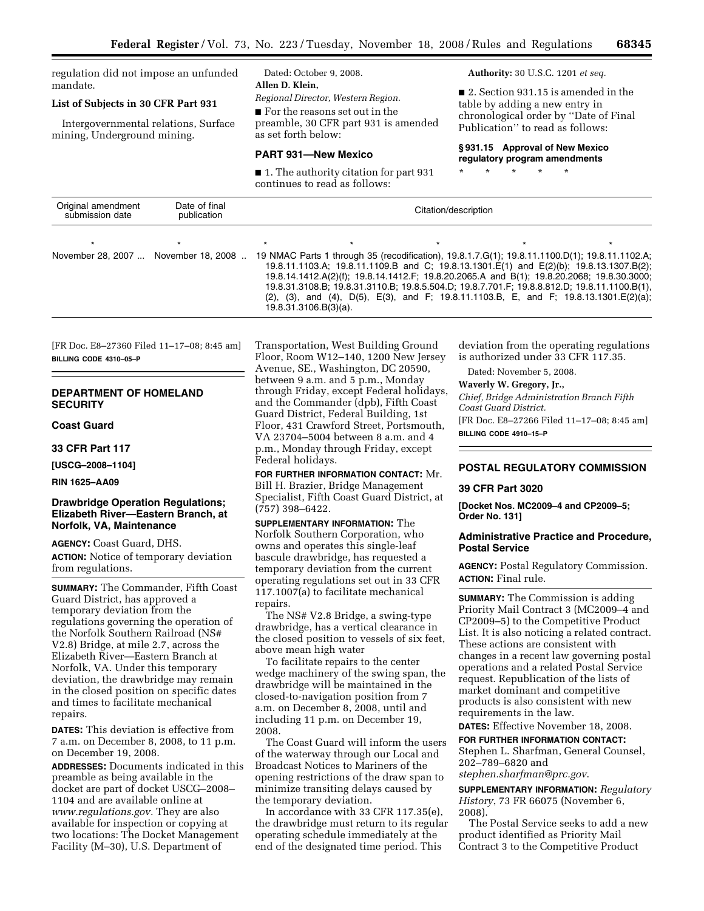regulation did not impose an unfunded mandate.

**List of Subjects in 30 CFR Part 931**

Intergovernmental relations, Surface mining, Underground mining.

Dated: October 9, 2008.

**Allen D. Klein,**

*Regional Director, Western Region.*

■ For the reasons set out in the preamble, 30 CFR part 931 is amended as set forth below:

## PART 931—New Mexico

■ 1. The authority citation for part 931 continues to read as follows:

**Authority:** 30 U.S.C. 1201 *et seq.*

■ 2. Section 931.15 is amended in the table by adding a new entry in chronological order by ''Date of Final Publication'' to read as follows:

**§ 931.15 Approval of New Mexico regulatory program amendments**

\* \* \* \* \*

| Original amendment submission date | Date of final publication | Citation/description |
|---|---|---|
| * | * | * * * * * |
| November 28, 2007 ... | November 18, 2008 .. | 19 NMAC Parts 1 through 35 (recodification), 19.8.1.7.G(1); 19.8.11.1100.D(1); 19.8.11.1102.A; 19.8.11.1103.A; 19.8.11.1109.B and C; 19.8.13.1301.E(1) and E(2)(b); 19.8.13.1307.B(2); 19.8.14.1412.A(2)(f); 19.8.14.1412.F; 19.8.20.2065.A and B(1); 19.8.20.2068; 19.8.30.3000; 19.8.31.3108.B; 19.8.31.3110.B; 19.8.5.504.D; 19.8.7.701.F; 19.8.8.812.D; 19.8.11.1100.B(1), (2), (3), and (4), D(5), E(3), and F; 19.8.11.1103.B, E, and F; 19.8.13.1301.E(2)(a); 19.8.31.3106.B(3)(a). |

[FR Doc. E8–27360 Filed 11–17–08; 8:45 am]

**BILLING CODE 4310–05–P**

## DEPARTMENT OF HOMELAND SECURITY

### Coast Guard

### 33 CFR Part 117

**[USCG–2008–1104]**

**RIN 1625–AA09**

### Drawbridge Operation Regulations; Elizabeth River—Eastern Branch, at Norfolk, VA, Maintenance

**AGENCY:** Coast Guard, DHS.

**ACTION:** Notice of temporary deviation from regulations.

**SUMMARY:** The Commander, Fifth Coast Guard District, has approved a temporary deviation from the regulations governing the operation of the Norfolk Southern Railroad (NS# V2.8) Bridge, at mile 2.7, across the Elizabeth River—Eastern Branch at Norfolk, VA. Under this temporary deviation, the drawbridge may remain in the closed position on specific dates and times to facilitate mechanical repairs.

**DATES:** This deviation is effective from 7 a.m. on December 8, 2008, to 11 p.m. on December 19, 2008.

**ADDRESSES:** Documents indicated in this preamble as being available in the docket are part of docket USCG–2008–1104 and are available online at *www.regulations.gov.* They are also available for inspection or copying at two locations: The Docket Management Facility (M–30), U.S. Department of Transportation, West Building Ground Floor, Room W12–140, 1200 New Jersey Avenue, SE., Washington, DC 20590, between 9 a.m. and 5 p.m., Monday through Friday, except Federal holidays, and the Commander (dpb), Fifth Coast Guard District, Federal Building, 1st Floor, 431 Crawford Street, Portsmouth, VA 23704–5004 between 8 a.m. and 4 p.m., Monday through Friday, except Federal holidays.

**FOR FURTHER INFORMATION CONTACT:** Mr. Bill H. Brazier, Bridge Management Specialist, Fifth Coast Guard District, at (757) 398–6422.

**SUPPLEMENTARY INFORMATION:** The Norfolk Southern Corporation, who owns and operates this single-leaf bascule drawbridge, has requested a temporary deviation from the current operating regulations set out in 33 CFR 117.1007(a) to facilitate mechanical repairs.

The NS# V2.8 Bridge, a swing-type drawbridge, has a vertical clearance in the closed position to vessels of six feet, above mean high water

To facilitate repairs to the center wedge machinery of the swing span, the drawbridge will be maintained in the closed-to-navigation position from 7 a.m. on December 8, 2008, until and including 11 p.m. on December 19, 2008.

The Coast Guard will inform the users of the waterway through our Local and Broadcast Notices to Mariners of the opening restrictions of the draw span to minimize transiting delays caused by the temporary deviation.

In accordance with 33 CFR 117.35(e), the drawbridge must return to its regular operating schedule immediately at the end of the designated time period. This deviation from the operating regulations is authorized under 33 CFR 117.35.

Dated: November 5, 2008.

**Waverly W. Gregory, Jr.,**

*Chief, Bridge Administration Branch Fifth Coast Guard District.*

[FR Doc. E8–27266 Filed 11–17–08; 8:45 am]

**BILLING CODE 4910–15–P**

## POSTAL REGULATORY COMMISSION

### 39 CFR Part 3020

**[Docket Nos. MC2009–4 and CP2009–5; Order No. 131]**

### Administrative Practice and Procedure, Postal Service

**AGENCY:** Postal Regulatory Commission.

**ACTION:** Final rule.

**SUMMARY:** The Commission is adding Priority Mail Contract 3 (MC2009–4 and CP2009–5) to the Competitive Product List. It is also noticing a related contract. These actions are consistent with changes in a recent law governing postal operations and a related Postal Service request. Republication of the lists of market dominant and competitive products is also consistent with new requirements in the law.

**DATES:** Effective November 18, 2008.

**FOR FURTHER INFORMATION CONTACT:** Stephen L. Sharfman, General Counsel, 202–789–6820 and *stephen.sharfman@prc.gov.*

**SUPPLEMENTARY INFORMATION:** *Regulatory History,* 73 FR 66075 (November 6, 2008).

The Postal Service seeks to add a new product identified as Priority Mail Contract 3 to the Competitive Product